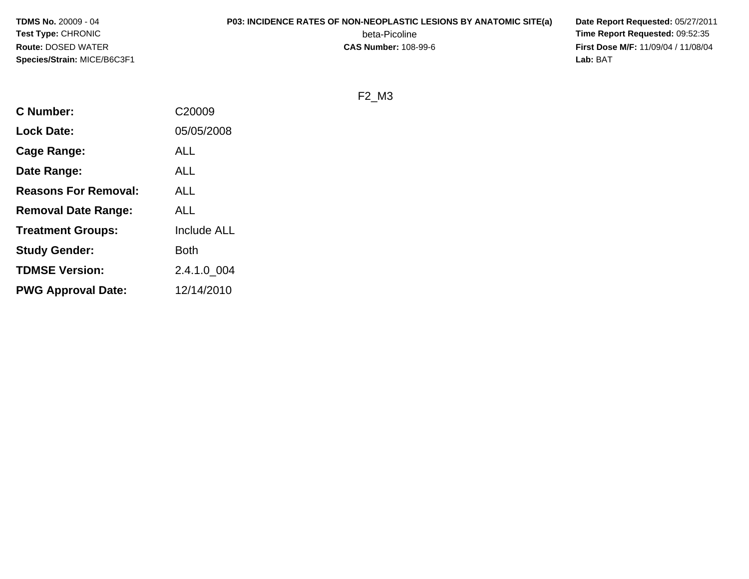**TDMS No.** 20009 - 04
**Test Type:** CHRONIC
**Route:** DOSED WATER
**Species/Strain:** MICE/B6C3F1

**P03: INCIDENCE RATES OF NON-NEOPLASTIC LESIONS BY ANATOMIC SITE(a)**
beta-Picoline
**CAS Number:** 108-99-6

**Date Report Requested:** 05/27/2011
**Time Report Requested:** 09:52:35
**First Dose M/F:** 11/09/04 / 11/08/04
**Lab:** BAT

F2_M3

| | |
|---|---|
| **C Number:** | C20009 |
| **Lock Date:** | 05/05/2008 |
| **Cage Range:** | ALL |
| **Date Range:** | ALL |
| **Reasons For Removal:** | ALL |
| **Removal Date Range:** | ALL |
| **Treatment Groups:** | Include ALL |
| **Study Gender:** | Both |
| **TDMSE Version:** | 2.4.1.0_004 |
| **PWG Approval Date:** | 12/14/2010 |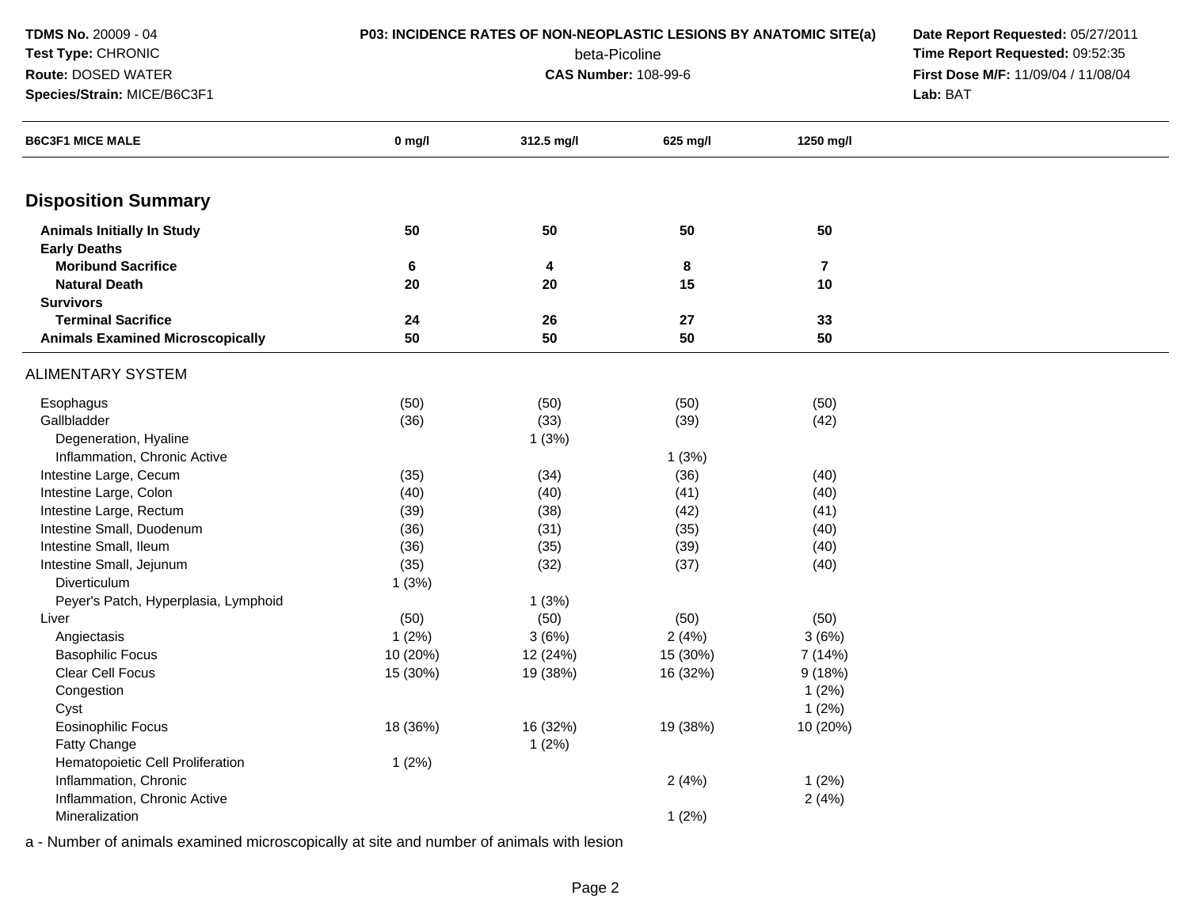**TDMS No.** 20009 - 04
**Test Type:** CHRONIC
**Route:** DOSED WATER
**Species/Strain:** MICE/B6C3F1

**P03: INCIDENCE RATES OF NON-NEOPLASTIC LESIONS BY ANATOMIC SITE(a)**
beta-Picoline
**CAS Number:** 108-99-6

**Date Report Requested:** 05/27/2011
**Time Report Requested:** 09:52:35
**First Dose M/F:** 11/09/04 / 11/08/04
**Lab:** BAT

| B6C3F1 MICE MALE | 0 mg/l | 312.5 mg/l | 625 mg/l | 1250 mg/l |
|---|---|---|---|---|
| **Disposition Summary** | | | | |
| **Animals Initially In Study** | **50** | **50** | **50** | **50** |
| **Early Deaths** | | | | |
| **Moribund Sacrifice** | **6** | **4** | **8** | **7** |
| **Natural Death** | **20** | **20** | **15** | **10** |
| **Survivors** | | | | |
| **Terminal Sacrifice** | **24** | **26** | **27** | **33** |
| **Animals Examined Microscopically** | **50** | **50** | **50** | **50** |
| ALIMENTARY SYSTEM | | | | |
| Esophagus | (50) | (50) | (50) | (50) |
| Gallbladder | (36) | (33) | (39) | (42) |
| Degeneration, Hyaline | | 1 (3%) | | |
| Inflammation, Chronic Active | | | 1 (3%) | |
| Intestine Large, Cecum | (35) | (34) | (36) | (40) |
| Intestine Large, Colon | (40) | (40) | (41) | (40) |
| Intestine Large, Rectum | (39) | (38) | (42) | (41) |
| Intestine Small, Duodenum | (36) | (31) | (35) | (40) |
| Intestine Small, Ileum | (36) | (35) | (39) | (40) |
| Intestine Small, Jejunum | (35) | (32) | (37) | (40) |
| Diverticulum | 1 (3%) | | | |
| Peyer's Patch, Hyperplasia, Lymphoid | | 1 (3%) | | |
| Liver | (50) | (50) | (50) | (50) |
| Angiectasis | 1 (2%) | 3 (6%) | 2 (4%) | 3 (6%) |
| Basophilic Focus | 10 (20%) | 12 (24%) | 15 (30%) | 7 (14%) |
| Clear Cell Focus | 15 (30%) | 19 (38%) | 16 (32%) | 9 (18%) |
| Congestion | | | | 1 (2%) |
| Cyst | | | | 1 (2%) |
| Eosinophilic Focus | 18 (36%) | 16 (32%) | 19 (38%) | 10 (20%) |
| Fatty Change | | 1 (2%) | | |
| Hematopoietic Cell Proliferation | 1 (2%) | | | |
| Inflammation, Chronic | | | 2 (4%) | 1 (2%) |
| Inflammation, Chronic Active | | | | 2 (4%) |
| Mineralization | | | 1 (2%) | |

a - Number of animals examined microscopically at site and number of animals with lesion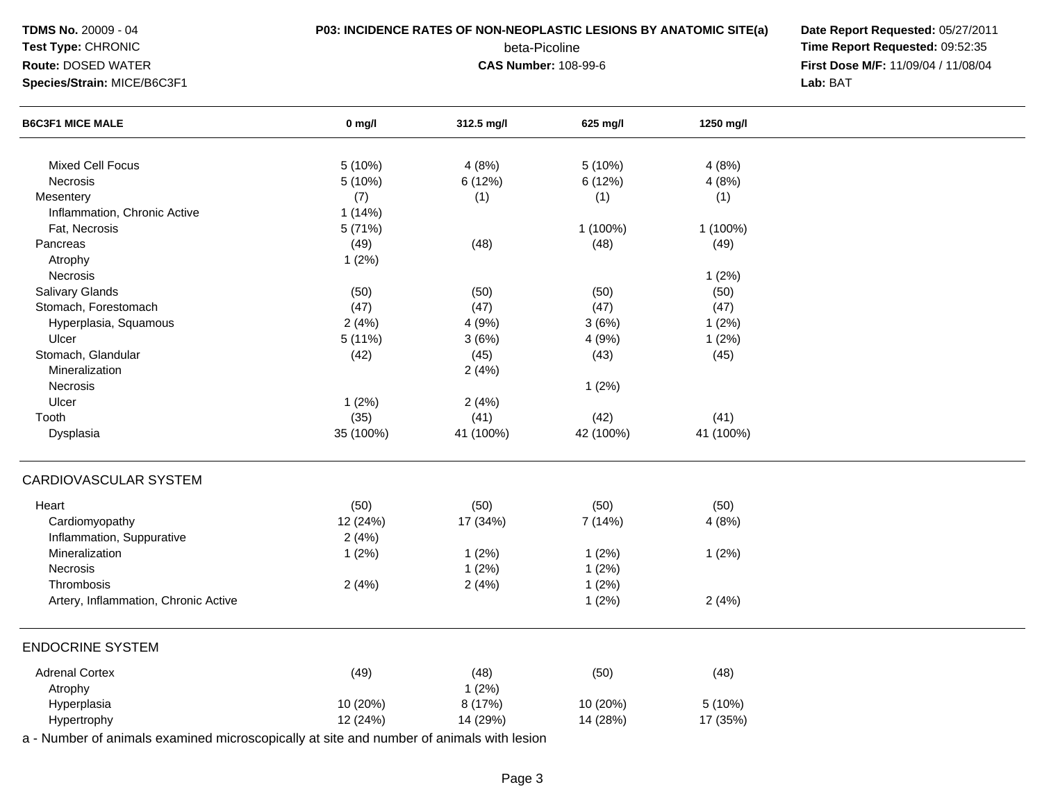**TDMS No.** 20009 - 04
**Test Type:** CHRONIC
**Route:** DOSED WATER
**Species/Strain:** MICE/B6C3F1

**P03: INCIDENCE RATES OF NON-NEOPLASTIC LESIONS BY ANATOMIC SITE(a)**
beta-Picoline
**CAS Number:** 108-99-6

**Date Report Requested:** 05/27/2011
**Time Report Requested:** 09:52:35
**First Dose M/F:** 11/09/04 / 11/08/04
**Lab:** BAT

| B6C3F1 MICE MALE | 0 mg/l | 312.5 mg/l | 625 mg/l | 1250 mg/l |
|---|---|---|---|---|
| Mixed Cell Focus | 5 (10%) | 4 (8%) | 5 (10%) | 4 (8%) |
| Necrosis | 5 (10%) | 6 (12%) | 6 (12%) | 4 (8%) |
| Mesentery | (7) | (1) | (1) | (1) |
| Inflammation, Chronic Active | 1 (14%) | | | |
| Fat, Necrosis | 5 (71%) | | 1 (100%) | 1 (100%) |
| Pancreas | (49) | (48) | (48) | (49) |
| Atrophy | 1 (2%) | | | |
| Necrosis | | | | 1 (2%) |
| Salivary Glands | (50) | (50) | (50) | (50) |
| Stomach, Forestomach | (47) | (47) | (47) | (47) |
| Hyperplasia, Squamous | 2 (4%) | 4 (9%) | 3 (6%) | 1 (2%) |
| Ulcer | 5 (11%) | 3 (6%) | 4 (9%) | 1 (2%) |
| Stomach, Glandular | (42) | (45) | (43) | (45) |
| Mineralization | | 2 (4%) | | |
| Necrosis | | | 1 (2%) | |
| Ulcer | 1 (2%) | 2 (4%) | | |
| Tooth | (35) | (41) | (42) | (41) |
| Dysplasia | 35 (100%) | 41 (100%) | 42 (100%) | 41 (100%) |
| **CARDIOVASCULAR SYSTEM** | | | | |
| Heart | (50) | (50) | (50) | (50) |
| Cardiomyopathy | 12 (24%) | 17 (34%) | 7 (14%) | 4 (8%) |
| Inflammation, Suppurative | 2 (4%) | | | |
| Mineralization | 1 (2%) | 1 (2%) | 1 (2%) | 1 (2%) |
| Necrosis | | 1 (2%) | 1 (2%) | |
| Thrombosis | 2 (4%) | 2 (4%) | 1 (2%) | |
| Artery, Inflammation, Chronic Active | | | 1 (2%) | 2 (4%) |
| **ENDOCRINE SYSTEM** | | | | |
| Adrenal Cortex | (49) | (48) | (50) | (48) |
| Atrophy | | 1 (2%) | | |
| Hyperplasia | 10 (20%) | 8 (17%) | 10 (20%) | 5 (10%) |
| Hypertrophy | 12 (24%) | 14 (29%) | 14 (28%) | 17 (35%) |

a - Number of animals examined microscopically at site and number of animals with lesion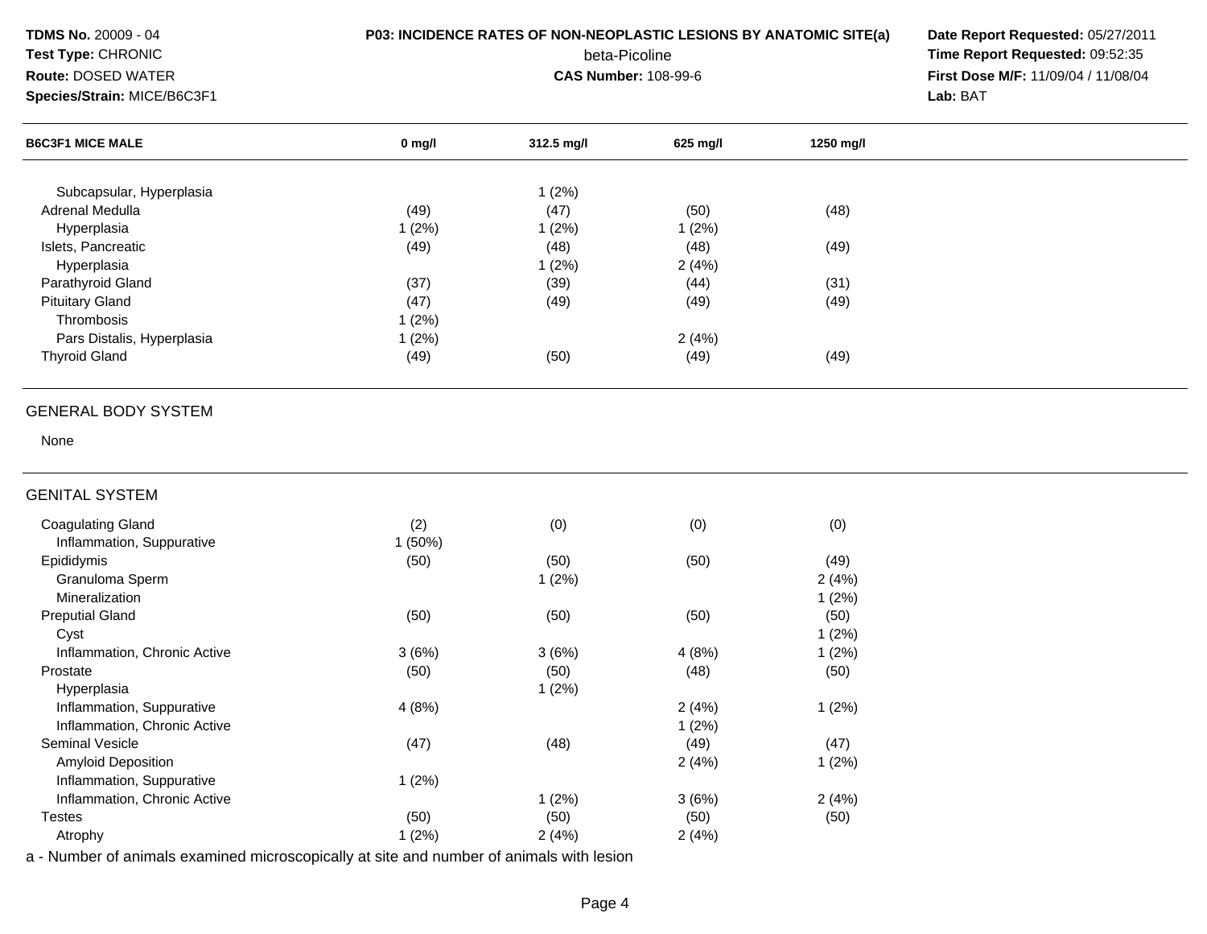**TDMS No.** 20009 - 04
**Test Type:** CHRONIC
**Route:** DOSED WATER
**Species/Strain:** MICE/B6C3F1

**P03: INCIDENCE RATES OF NON-NEOPLASTIC LESIONS BY ANATOMIC SITE(a)**
beta-Picoline
**CAS Number:** 108-99-6

**Date Report Requested:** 05/27/2011
**Time Report Requested:** 09:52:35
**First Dose M/F:** 11/09/04 / 11/08/04
**Lab:** BAT

| B6C3F1 MICE MALE | 0 mg/l | 312.5 mg/l | 625 mg/l | 1250 mg/l |
|---|---|---|---|---|
| Subcapsular, Hyperplasia | | 1 (2%) | | |
| Adrenal Medulla | (49) | (47) | (50) | (48) |
| Hyperplasia | 1 (2%) | 1 (2%) | 1 (2%) | |
| Islets, Pancreatic | (49) | (48) | (48) | (49) |
| Hyperplasia | | 1 (2%) | 2 (4%) | |
| Parathyroid Gland | (37) | (39) | (44) | (31) |
| Pituitary Gland | (47) | (49) | (49) | (49) |
| Thrombosis | 1 (2%) | | | |
| Pars Distalis, Hyperplasia | 1 (2%) | | 2 (4%) | |
| Thyroid Gland | (49) | (50) | (49) | (49) |

GENERAL BODY SYSTEM

None

GENITAL SYSTEM

| B6C3F1 MICE MALE | 0 mg/l | 312.5 mg/l | 625 mg/l | 1250 mg/l |
|---|---|---|---|---|
| Coagulating Gland | (2) | (0) | (0) | (0) |
| Inflammation, Suppurative | 1 (50%) | | | |
| Epididymis | (50) | (50) | (50) | (49) |
| Granuloma Sperm | | 1 (2%) | | 2 (4%) |
| Mineralization | | | | 1 (2%) |
| Preputial Gland | (50) | (50) | (50) | (50) |
| Cyst | | | | 1 (2%) |
| Inflammation, Chronic Active | 3 (6%) | 3 (6%) | 4 (8%) | 1 (2%) |
| Prostate | (50) | (50) | (48) | (50) |
| Hyperplasia | | 1 (2%) | | |
| Inflammation, Suppurative | 4 (8%) | | 2 (4%) | 1 (2%) |
| Inflammation, Chronic Active | | | 1 (2%) | |
| Seminal Vesicle | (47) | (48) | (49) | (47) |
| Amyloid Deposition | | | 2 (4%) | 1 (2%) |
| Inflammation, Suppurative | 1 (2%) | | | |
| Inflammation, Chronic Active | | 1 (2%) | 3 (6%) | 2 (4%) |
| Testes | (50) | (50) | (50) | (50) |
| Atrophy | 1 (2%) | 2 (4%) | 2 (4%) | |

a - Number of animals examined microscopically at site and number of animals with lesion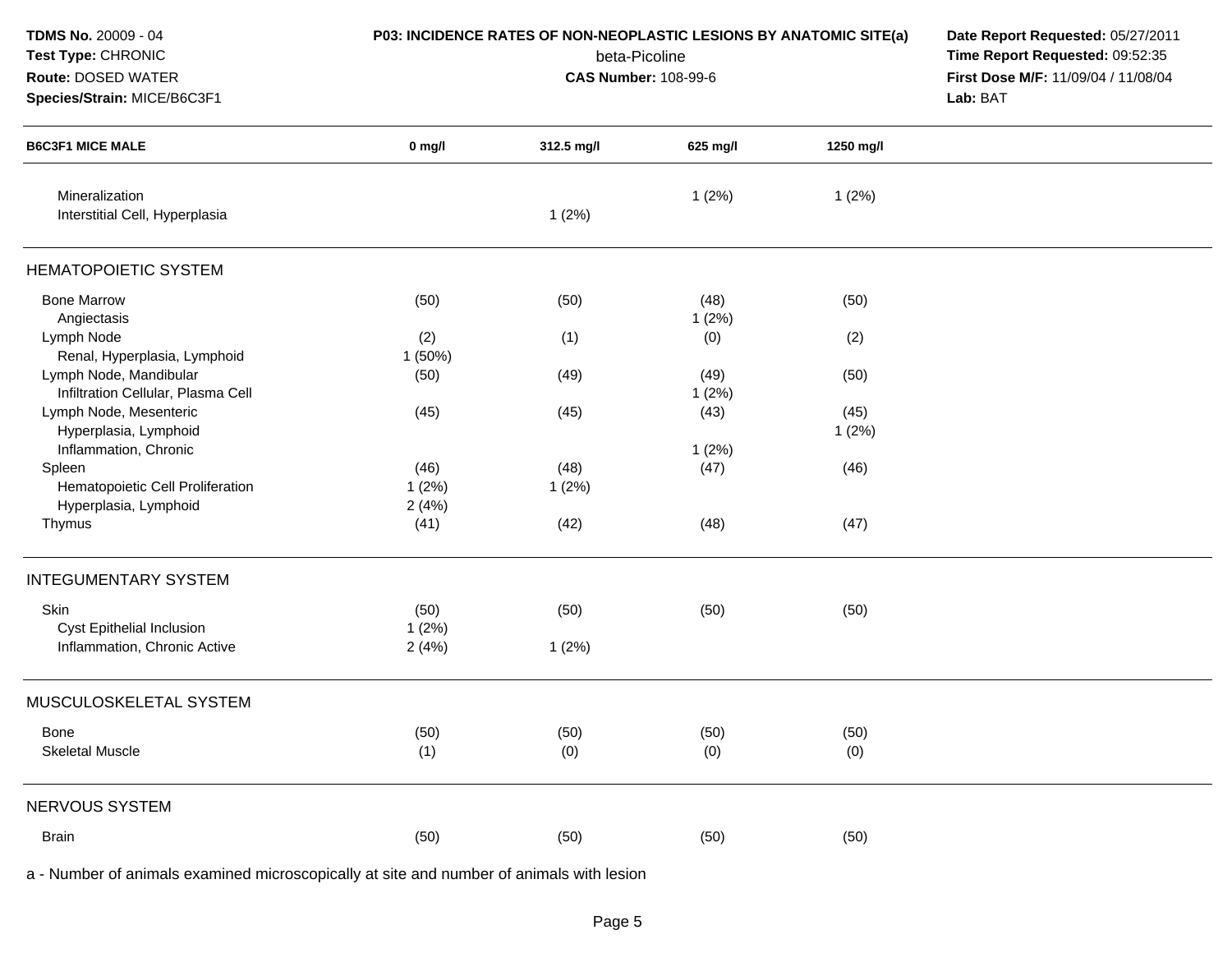**TDMS No.** 20009 - 04
**Test Type:** CHRONIC
**Route:** DOSED WATER
**Species/Strain:** MICE/B6C3F1

**P03: INCIDENCE RATES OF NON-NEOPLASTIC LESIONS BY ANATOMIC SITE(a)**
beta-Picoline
**CAS Number:** 108-99-6

**Date Report Requested:** 05/27/2011
**Time Report Requested:** 09:52:35
**First Dose M/F:** 11/09/04 / 11/08/04
**Lab:** BAT

| B6C3F1 MICE MALE | 0 mg/l | 312.5 mg/l | 625 mg/l | 1250 mg/l |
|---|---|---|---|---|
| Mineralization | | | 1 (2%) | 1 (2%) |
| Interstitial Cell, Hyperplasia | | 1 (2%) | | |
| **HEMATOPOIETIC SYSTEM** | | | | |
| Bone Marrow | (50) | (50) | (48) | (50) |
| Angiectasis | | | 1 (2%) | |
| Lymph Node | (2) | (1) | (0) | (2) |
| Renal, Hyperplasia, Lymphoid | 1 (50%) | | | |
| Lymph Node, Mandibular | (50) | (49) | (49) | (50) |
| Infiltration Cellular, Plasma Cell | | | 1 (2%) | |
| Lymph Node, Mesenteric | (45) | (45) | (43) | (45) |
| Hyperplasia, Lymphoid | | | | 1 (2%) |
| Inflammation, Chronic | | | 1 (2%) | |
| Spleen | (46) | (48) | (47) | (46) |
| Hematopoietic Cell Proliferation | 1 (2%) | 1 (2%) | | |
| Hyperplasia, Lymphoid | 2 (4%) | | | |
| Thymus | (41) | (42) | (48) | (47) |
| **INTEGUMENTARY SYSTEM** | | | | |
| Skin | (50) | (50) | (50) | (50) |
| Cyst Epithelial Inclusion | 1 (2%) | | | |
| Inflammation, Chronic Active | 2 (4%) | 1 (2%) | | |
| **MUSCULOSKELETAL SYSTEM** | | | | |
| Bone | (50) | (50) | (50) | (50) |
| Skeletal Muscle | (1) | (0) | (0) | (0) |
| **NERVOUS SYSTEM** | | | | |
| Brain | (50) | (50) | (50) | (50) |

a - Number of animals examined microscopically at site and number of animals with lesion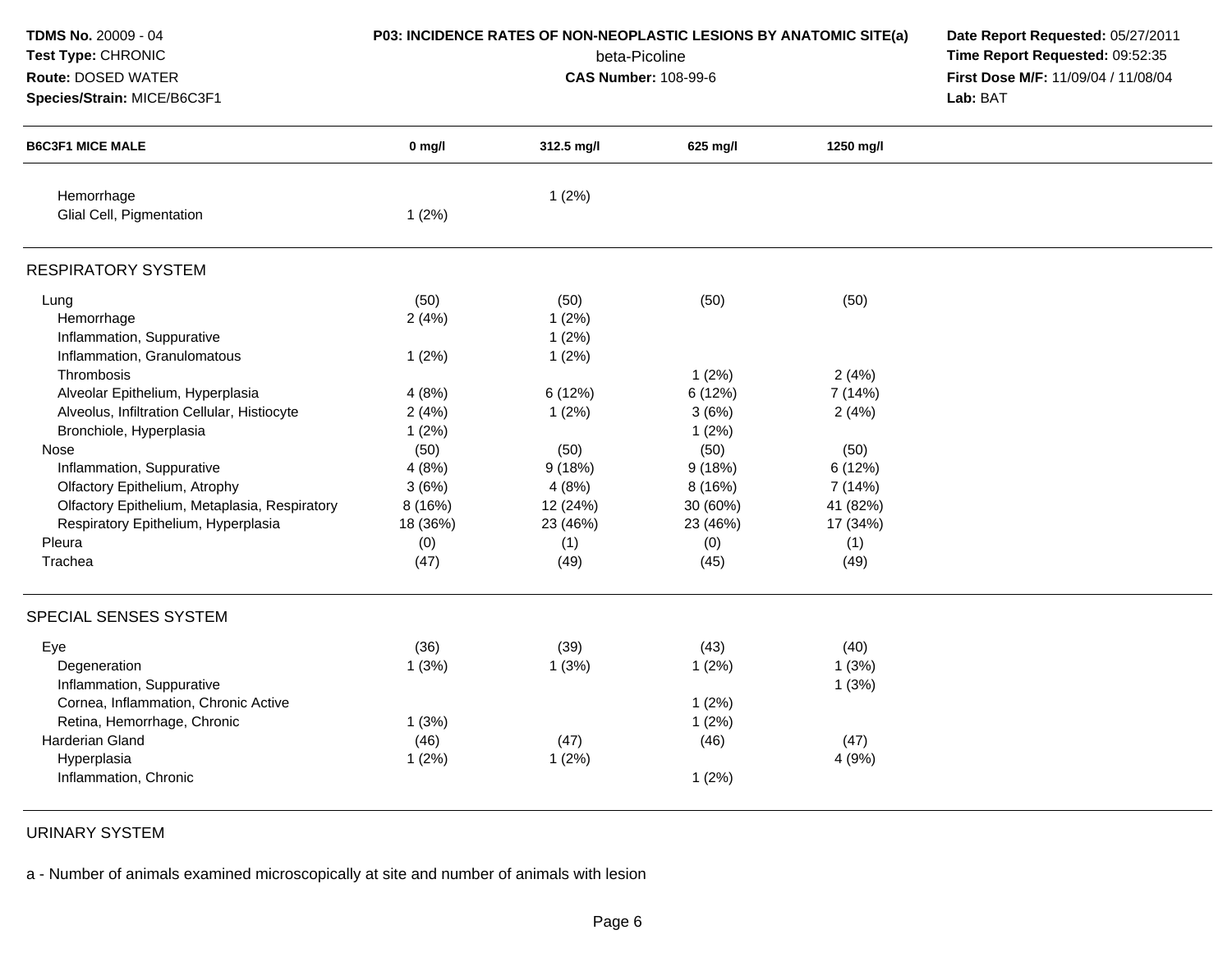**TDMS No.** 20009 - 04
**Test Type:** CHRONIC
**Route:** DOSED WATER
**Species/Strain:** MICE/B6C3F1

**P03: INCIDENCE RATES OF NON-NEOPLASTIC LESIONS BY ANATOMIC SITE(a)**
beta-Picoline
**CAS Number:** 108-99-6

**Date Report Requested:** 05/27/2011
**Time Report Requested:** 09:52:35
**First Dose M/F:** 11/09/04 / 11/08/04
**Lab:** BAT

| B6C3F1 MICE MALE | 0 mg/l | 312.5 mg/l | 625 mg/l | 1250 mg/l |
|---|---|---|---|---|
| Hemorrhage | | 1 (2%) | | |
| Glial Cell, Pigmentation | 1 (2%) | | | |
| **RESPIRATORY SYSTEM** | | | | |
| Lung | (50) | (50) | (50) | (50) |
| Hemorrhage | 2 (4%) | 1 (2%) | | |
| Inflammation, Suppurative | | 1 (2%) | | |
| Inflammation, Granulomatous | 1 (2%) | 1 (2%) | | |
| Thrombosis | | | 1 (2%) | 2 (4%) |
| Alveolar Epithelium, Hyperplasia | 4 (8%) | 6 (12%) | 6 (12%) | 7 (14%) |
| Alveolus, Infiltration Cellular, Histiocyte | 2 (4%) | 1 (2%) | 3 (6%) | 2 (4%) |
| Bronchiole, Hyperplasia | 1 (2%) | | 1 (2%) | |
| Nose | (50) | (50) | (50) | (50) |
| Inflammation, Suppurative | 4 (8%) | 9 (18%) | 9 (18%) | 6 (12%) |
| Olfactory Epithelium, Atrophy | 3 (6%) | 4 (8%) | 8 (16%) | 7 (14%) |
| Olfactory Epithelium, Metaplasia, Respiratory | 8 (16%) | 12 (24%) | 30 (60%) | 41 (82%) |
| Respiratory Epithelium, Hyperplasia | 18 (36%) | 23 (46%) | 23 (46%) | 17 (34%) |
| Pleura | (0) | (1) | (0) | (1) |
| Trachea | (47) | (49) | (45) | (49) |
| **SPECIAL SENSES SYSTEM** | | | | |
| Eye | (36) | (39) | (43) | (40) |
| Degeneration | 1 (3%) | 1 (3%) | 1 (2%) | 1 (3%) |
| Inflammation, Suppurative | | | | 1 (3%) |
| Cornea, Inflammation, Chronic Active | | | 1 (2%) | |
| Retina, Hemorrhage, Chronic | 1 (3%) | | 1 (2%) | |
| Harderian Gland | (46) | (47) | (46) | (47) |
| Hyperplasia | 1 (2%) | 1 (2%) | | 4 (9%) |
| Inflammation, Chronic | | | 1 (2%) | |
| **URINARY SYSTEM** | | | | |

a - Number of animals examined microscopically at site and number of animals with lesion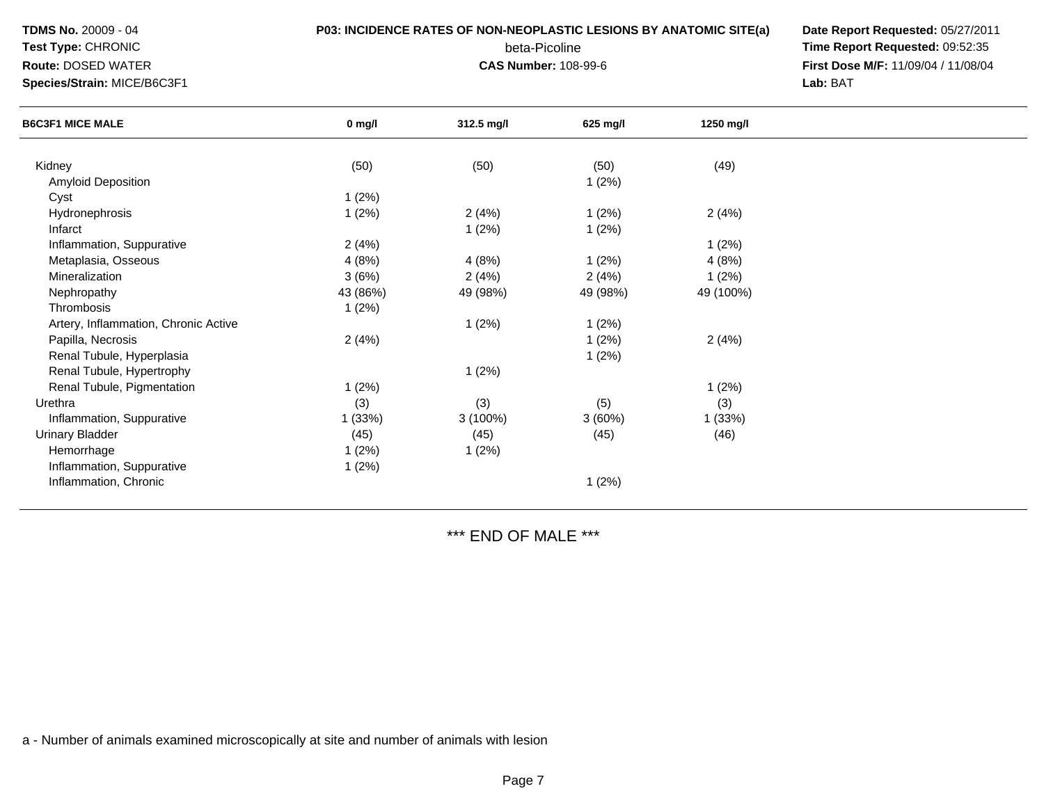**TDMS No.** 20009 - 04
**Test Type:** CHRONIC
**Route:** DOSED WATER
**Species/Strain:** MICE/B6C3F1

**P03: INCIDENCE RATES OF NON-NEOPLASTIC LESIONS BY ANATOMIC SITE(a)**
beta-Picoline
**CAS Number:** 108-99-6

**Date Report Requested:** 05/27/2011
**Time Report Requested:** 09:52:35
**First Dose M/F:** 11/09/04 / 11/08/04
**Lab:** BAT

| B6C3F1 MICE MALE | 0 mg/l | 312.5 mg/l | 625 mg/l | 1250 mg/l |
|---|---|---|---|---|
| Kidney | (50) | (50) | (50) | (49) |
| Amyloid Deposition | | | 1 (2%) | |
| Cyst | 1 (2%) | | | |
| Hydronephrosis | 1 (2%) | 2 (4%) | 1 (2%) | 2 (4%) |
| Infarct | | 1 (2%) | 1 (2%) | |
| Inflammation, Suppurative | 2 (4%) | | | 1 (2%) |
| Metaplasia, Osseous | 4 (8%) | 4 (8%) | 1 (2%) | 4 (8%) |
| Mineralization | 3 (6%) | 2 (4%) | 2 (4%) | 1 (2%) |
| Nephropathy | 43 (86%) | 49 (98%) | 49 (98%) | 49 (100%) |
| Thrombosis | 1 (2%) | | | |
| Artery, Inflammation, Chronic Active | | 1 (2%) | 1 (2%) | |
| Papilla, Necrosis | 2 (4%) | | 1 (2%) | 2 (4%) |
| Renal Tubule, Hyperplasia | | | 1 (2%) | |
| Renal Tubule, Hypertrophy | | 1 (2%) | | |
| Renal Tubule, Pigmentation | 1 (2%) | | | 1 (2%) |
| Urethra | (3) | (3) | (5) | (3) |
| Inflammation, Suppurative | 1 (33%) | 3 (100%) | 3 (60%) | 1 (33%) |
| Urinary Bladder | (45) | (45) | (45) | (46) |
| Hemorrhage | 1 (2%) | 1 (2%) | | |
| Inflammation, Suppurative | 1 (2%) | | | |
| Inflammation, Chronic | | | 1 (2%) | |

*** END OF MALE ***

a - Number of animals examined microscopically at site and number of animals with lesion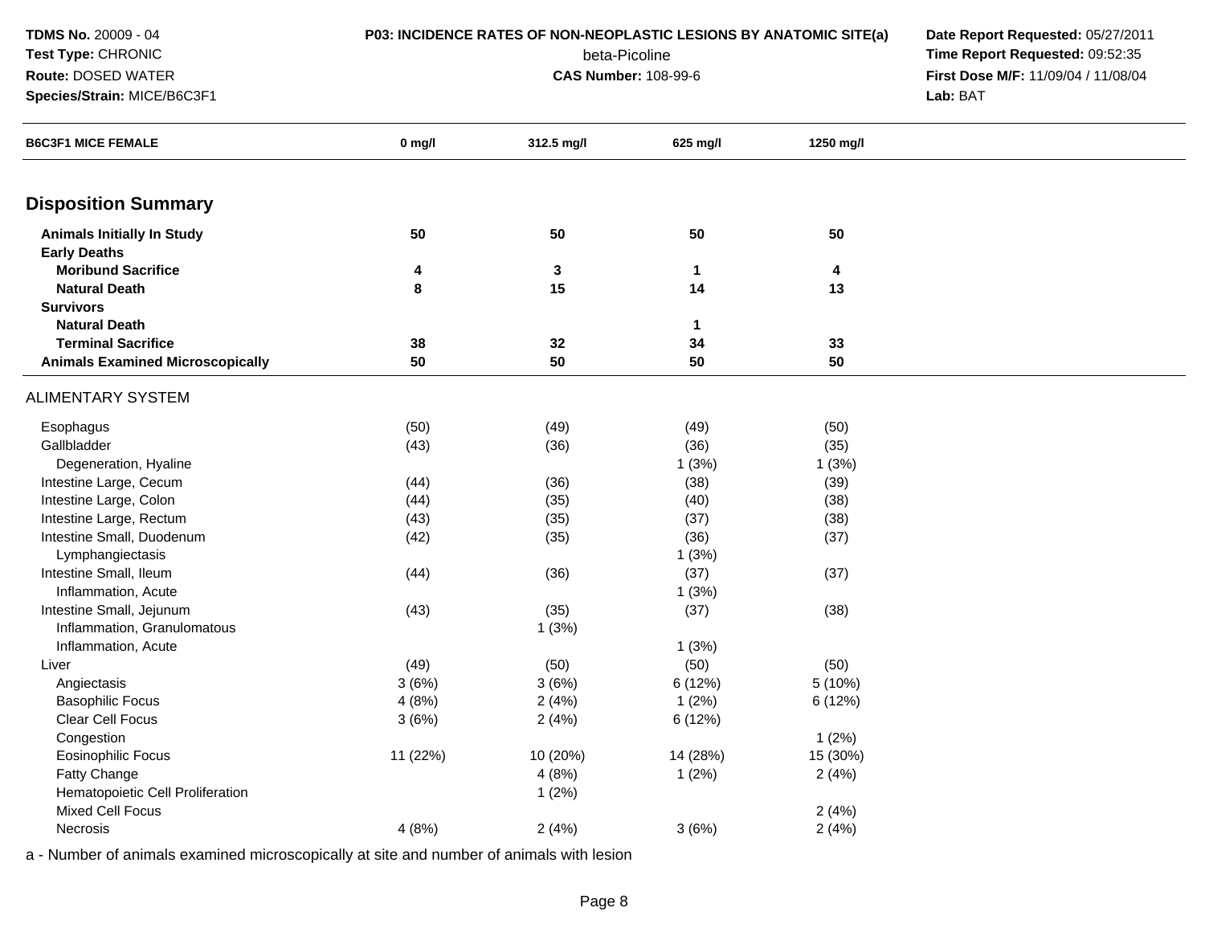**TDMS No.** 20009 - 04
**Test Type:** CHRONIC
**Route:** DOSED WATER
**Species/Strain:** MICE/B6C3F1

**P03: INCIDENCE RATES OF NON-NEOPLASTIC LESIONS BY ANATOMIC SITE(a)**
beta-Picoline
**CAS Number:** 108-99-6

**Date Report Requested:** 05/27/2011
**Time Report Requested:** 09:52:35
**First Dose M/F:** 11/09/04 / 11/08/04
**Lab:** BAT

| B6C3F1 MICE FEMALE | 0 mg/l | 312.5 mg/l | 625 mg/l | 1250 mg/l |
|---|---|---|---|---|
| **Disposition Summary** | | | | |
| **Animals Initially In Study** | **50** | **50** | **50** | **50** |
| **Early Deaths** | | | | |
| **Moribund Sacrifice** | **4** | **3** | **1** | **4** |
| **Natural Death** | **8** | **15** | **14** | **13** |
| **Survivors** | | | | |
| **Natural Death** | | | **1** | |
| **Terminal Sacrifice** | **38** | **32** | **34** | **33** |
| **Animals Examined Microscopically** | **50** | **50** | **50** | **50** |
| ALIMENTARY SYSTEM | | | | |
| Esophagus | (50) | (49) | (49) | (50) |
| Gallbladder | (43) | (36) | (36) | (35) |
| Degeneration, Hyaline | | | 1 (3%) | 1 (3%) |
| Intestine Large, Cecum | (44) | (36) | (38) | (39) |
| Intestine Large, Colon | (44) | (35) | (40) | (38) |
| Intestine Large, Rectum | (43) | (35) | (37) | (38) |
| Intestine Small, Duodenum | (42) | (35) | (36) | (37) |
| Lymphangiectasis | | | 1 (3%) | |
| Intestine Small, Ileum | (44) | (36) | (37) | (37) |
| Inflammation, Acute | | | 1 (3%) | |
| Intestine Small, Jejunum | (43) | (35) | (37) | (38) |
| Inflammation, Granulomatous | | 1 (3%) | | |
| Inflammation, Acute | | | 1 (3%) | |
| Liver | (49) | (50) | (50) | (50) |
| Angiectasis | 3 (6%) | 3 (6%) | 6 (12%) | 5 (10%) |
| Basophilic Focus | 4 (8%) | 2 (4%) | 1 (2%) | 6 (12%) |
| Clear Cell Focus | 3 (6%) | 2 (4%) | 6 (12%) | |
| Congestion | | | | 1 (2%) |
| Eosinophilic Focus | 11 (22%) | 10 (20%) | 14 (28%) | 15 (30%) |
| Fatty Change | | 4 (8%) | 1 (2%) | 2 (4%) |
| Hematopoietic Cell Proliferation | | 1 (2%) | | |
| Mixed Cell Focus | | | | 2 (4%) |
| Necrosis | 4 (8%) | 2 (4%) | 3 (6%) | 2 (4%) |

a - Number of animals examined microscopically at site and number of animals with lesion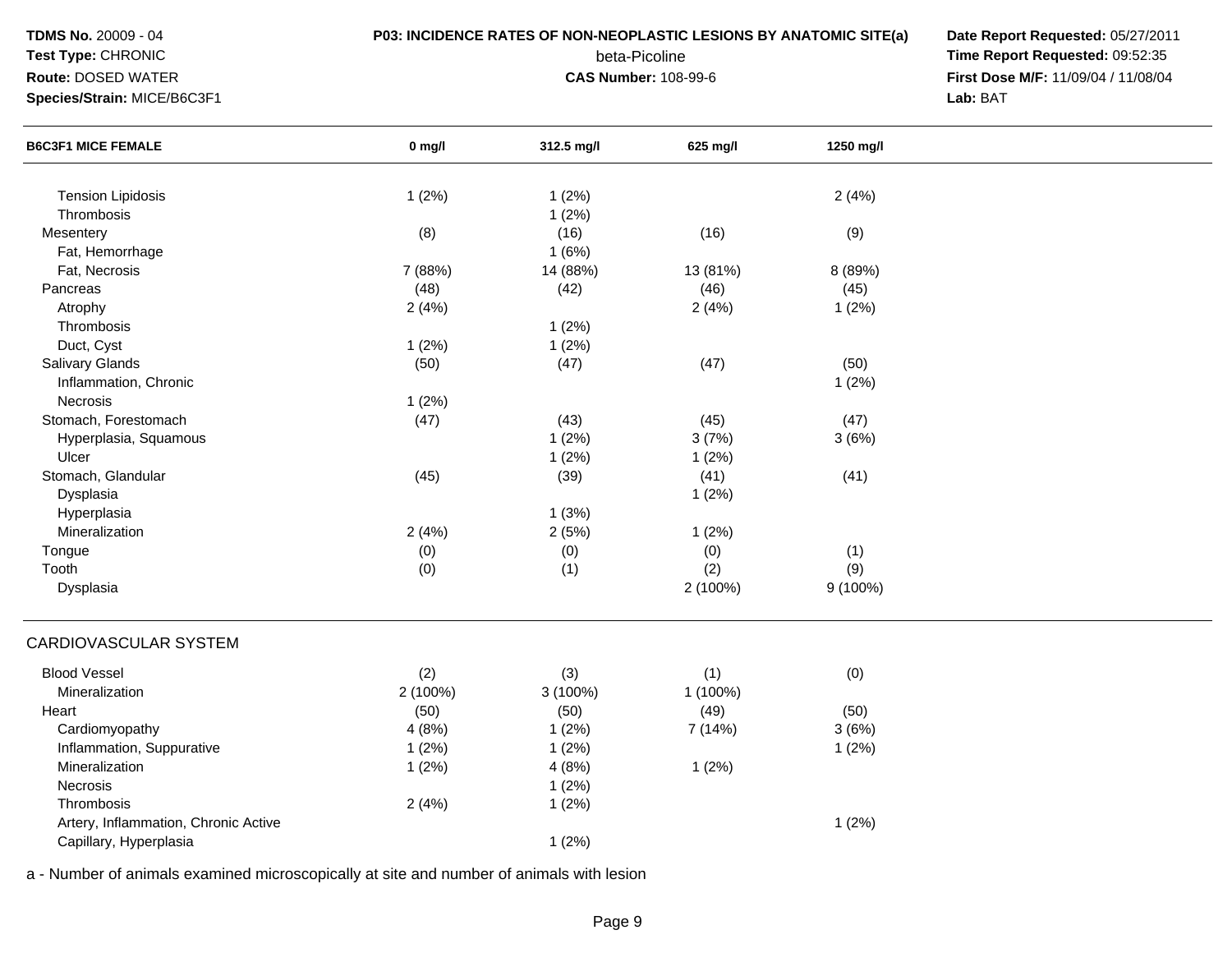**TDMS No.** 20009 - 04
**Test Type:** CHRONIC
**Route:** DOSED WATER
**Species/Strain:** MICE/B6C3F1

**P03: INCIDENCE RATES OF NON-NEOPLASTIC LESIONS BY ANATOMIC SITE(a)**
beta-Picoline
**CAS Number:** 108-99-6

**Date Report Requested:** 05/27/2011
**Time Report Requested:** 09:52:35
**First Dose M/F:** 11/09/04 / 11/08/04
**Lab:** BAT

| B6C3F1 MICE FEMALE | 0 mg/l | 312.5 mg/l | 625 mg/l | 1250 mg/l |
|---|---|---|---|---|
| Tension Lipidosis | 1 (2%) | 1 (2%) | | 2 (4%) |
| Thrombosis | | 1 (2%) | | |
| Mesentery | (8) | (16) | (16) | (9) |
| Fat, Hemorrhage | | 1 (6%) | | |
| Fat, Necrosis | 7 (88%) | 14 (88%) | 13 (81%) | 8 (89%) |
| Pancreas | (48) | (42) | (46) | (45) |
| Atrophy | 2 (4%) | | 2 (4%) | 1 (2%) |
| Thrombosis | | 1 (2%) | | |
| Duct, Cyst | 1 (2%) | 1 (2%) | | |
| Salivary Glands | (50) | (47) | (47) | (50) |
| Inflammation, Chronic | | | | 1 (2%) |
| Necrosis | 1 (2%) | | | |
| Stomach, Forestomach | (47) | (43) | (45) | (47) |
| Hyperplasia, Squamous | | 1 (2%) | 3 (7%) | 3 (6%) |
| Ulcer | | 1 (2%) | 1 (2%) | |
| Stomach, Glandular | (45) | (39) | (41) | (41) |
| Dysplasia | | | 1 (2%) | |
| Hyperplasia | | 1 (3%) | | |
| Mineralization | 2 (4%) | 2 (5%) | 1 (2%) | |
| Tongue | (0) | (0) | (0) | (1) |
| Tooth | (0) | (1) | (2) | (9) |
| Dysplasia | | | 2 (100%) | 9 (100%) |

CARDIOVASCULAR SYSTEM

| B6C3F1 MICE FEMALE | 0 mg/l | 312.5 mg/l | 625 mg/l | 1250 mg/l |
|---|---|---|---|---|
| Blood Vessel | (2) | (3) | (1) | (0) |
| Mineralization | 2 (100%) | 3 (100%) | 1 (100%) | |
| Heart | (50) | (50) | (49) | (50) |
| Cardiomyopathy | 4 (8%) | 1 (2%) | 7 (14%) | 3 (6%) |
| Inflammation, Suppurative | 1 (2%) | 1 (2%) | | 1 (2%) |
| Mineralization | 1 (2%) | 4 (8%) | 1 (2%) | |
| Necrosis | | 1 (2%) | | |
| Thrombosis | 2 (4%) | 1 (2%) | | |
| Artery, Inflammation, Chronic Active | | | | 1 (2%) |
| Capillary, Hyperplasia | | 1 (2%) | | |

a - Number of animals examined microscopically at site and number of animals with lesion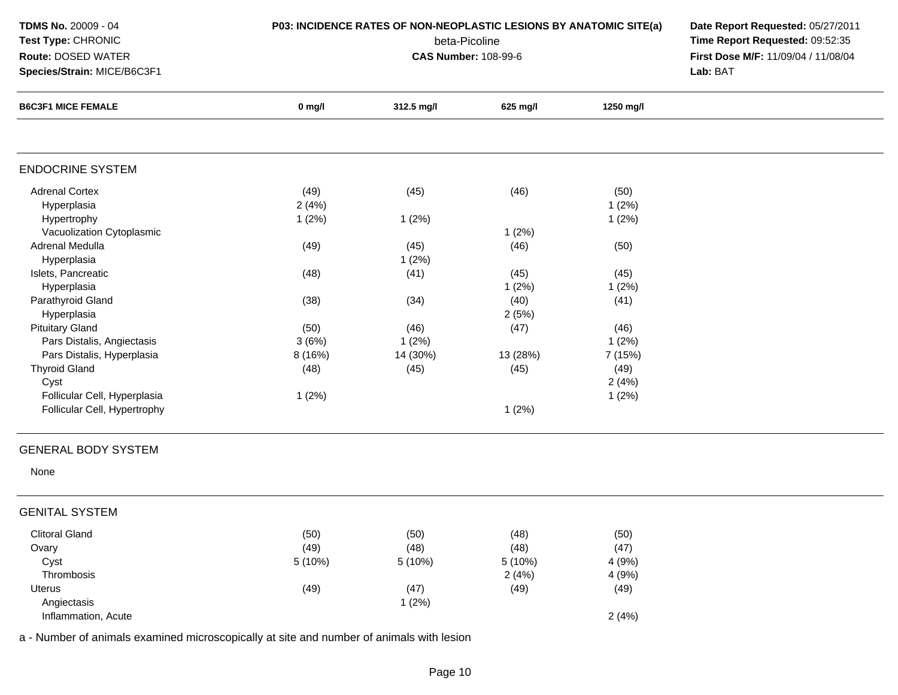**TDMS No.** 20009 - 04
**Test Type:** CHRONIC
**Route:** DOSED WATER
**Species/Strain:** MICE/B6C3F1

**P03: INCIDENCE RATES OF NON-NEOPLASTIC LESIONS BY ANATOMIC SITE(a)**
beta-Picoline
**CAS Number:** 108-99-6

**Date Report Requested:** 05/27/2011
**Time Report Requested:** 09:52:35
**First Dose M/F:** 11/09/04 / 11/08/04
**Lab:** BAT

| B6C3F1 MICE FEMALE | 0 mg/l | 312.5 mg/l | 625 mg/l | 1250 mg/l |
|---|---|---|---|---|
| **ENDOCRINE SYSTEM** | | | | |
| Adrenal Cortex | (49) | (45) | (46) | (50) |
| Hyperplasia | 2 (4%) | | | 1 (2%) |
| Hypertrophy | 1 (2%) | 1 (2%) | | 1 (2%) |
| Vacuolization Cytoplasmic | | | 1 (2%) | |
| Adrenal Medulla | (49) | (45) | (46) | (50) |
| Hyperplasia | | 1 (2%) | | |
| Islets, Pancreatic | (48) | (41) | (45) | (45) |
| Hyperplasia | | | 1 (2%) | 1 (2%) |
| Parathyroid Gland | (38) | (34) | (40) | (41) |
| Hyperplasia | | | 2 (5%) | |
| Pituitary Gland | (50) | (46) | (47) | (46) |
| Pars Distalis, Angiectasis | 3 (6%) | 1 (2%) | | 1 (2%) |
| Pars Distalis, Hyperplasia | 8 (16%) | 14 (30%) | 13 (28%) | 7 (15%) |
| Thyroid Gland | (48) | (45) | (45) | (49) |
| Cyst | | | | 2 (4%) |
| Follicular Cell, Hyperplasia | 1 (2%) | | | 1 (2%) |
| Follicular Cell, Hypertrophy | | | 1 (2%) | |
| **GENERAL BODY SYSTEM** | | | | |
| None | | | | |
| **GENITAL SYSTEM** | | | | |
| Clitoral Gland | (50) | (50) | (48) | (50) |
| Ovary | (49) | (48) | (48) | (47) |
| Cyst | 5 (10%) | 5 (10%) | 5 (10%) | 4 (9%) |
| Thrombosis | | | 2 (4%) | 4 (9%) |
| Uterus | (49) | (47) | (49) | (49) |
| Angiectasis | | 1 (2%) | | |
| Inflammation, Acute | | | | 2 (4%) |

a - Number of animals examined microscopically at site and number of animals with lesion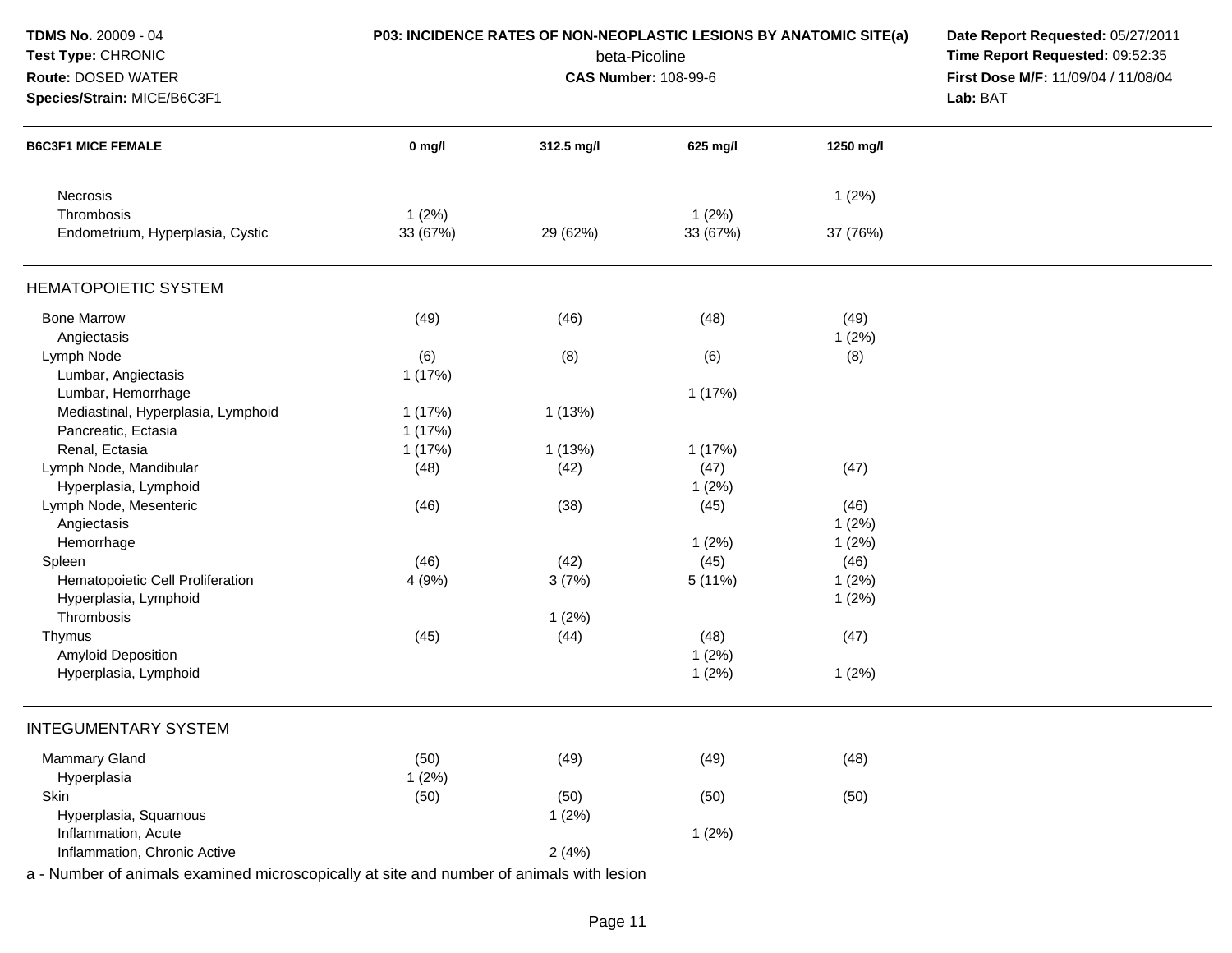**TDMS No.** 20009 - 04
**Test Type:** CHRONIC
**Route:** DOSED WATER
**Species/Strain:** MICE/B6C3F1

**P03: INCIDENCE RATES OF NON-NEOPLASTIC LESIONS BY ANATOMIC SITE(a)**
beta-Picoline
**CAS Number:** 108-99-6

**Date Report Requested:** 05/27/2011
**Time Report Requested:** 09:52:35
**First Dose M/F:** 11/09/04 / 11/08/04
**Lab:** BAT

| B6C3F1 MICE FEMALE | 0 mg/l | 312.5 mg/l | 625 mg/l | 1250 mg/l |
|---|---|---|---|---|
| Necrosis | | | | 1 (2%) |
| Thrombosis | 1 (2%) | | 1 (2%) | |
| Endometrium, Hyperplasia, Cystic | 33 (67%) | 29 (62%) | 33 (67%) | 37 (76%) |
| **HEMATOPOIETIC SYSTEM** | | | | |
| Bone Marrow | (49) | (46) | (48) | (49) |
| Angiectasis | | | | 1 (2%) |
| Lymph Node | (6) | (8) | (6) | (8) |
| Lumbar, Angiectasis | 1 (17%) | | | |
| Lumbar, Hemorrhage | | | 1 (17%) | |
| Mediastinal, Hyperplasia, Lymphoid | 1 (17%) | 1 (13%) | | |
| Pancreatic, Ectasia | 1 (17%) | | | |
| Renal, Ectasia | 1 (17%) | 1 (13%) | 1 (17%) | |
| Lymph Node, Mandibular | (48) | (42) | (47) | (47) |
| Hyperplasia, Lymphoid | | | 1 (2%) | |
| Lymph Node, Mesenteric | (46) | (38) | (45) | (46) |
| Angiectasis | | | | 1 (2%) |
| Hemorrhage | | | 1 (2%) | 1 (2%) |
| Spleen | (46) | (42) | (45) | (46) |
| Hematopoietic Cell Proliferation | 4 (9%) | 3 (7%) | 5 (11%) | 1 (2%) |
| Hyperplasia, Lymphoid | | | | 1 (2%) |
| Thrombosis | | 1 (2%) | | |
| Thymus | (45) | (44) | (48) | (47) |
| Amyloid Deposition | | | 1 (2%) | |
| Hyperplasia, Lymphoid | | | 1 (2%) | 1 (2%) |
| **INTEGUMENTARY SYSTEM** | | | | |
| Mammary Gland | (50) | (49) | (49) | (48) |
| Hyperplasia | 1 (2%) | | | |
| Skin | (50) | (50) | (50) | (50) |
| Hyperplasia, Squamous | | 1 (2%) | | |
| Inflammation, Acute | | | 1 (2%) | |
| Inflammation, Chronic Active | | 2 (4%) | | |

a - Number of animals examined microscopically at site and number of animals with lesion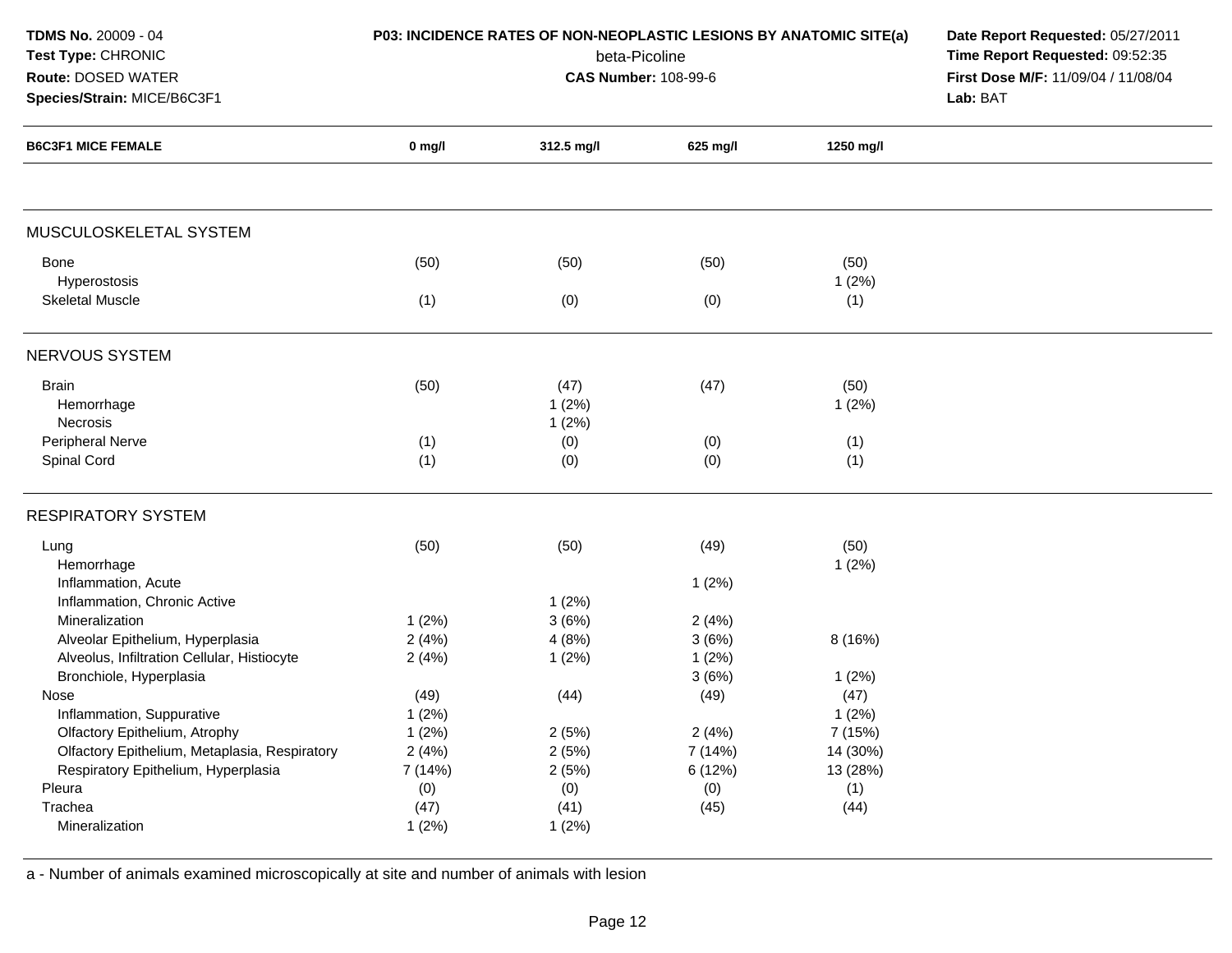**TDMS No.** 20009 - 04
**Test Type:** CHRONIC
**Route:** DOSED WATER
**Species/Strain:** MICE/B6C3F1

**P03: INCIDENCE RATES OF NON-NEOPLASTIC LESIONS BY ANATOMIC SITE(a)**
beta-Picoline
**CAS Number:** 108-99-6

**Date Report Requested:** 05/27/2011
**Time Report Requested:** 09:52:35
**First Dose M/F:** 11/09/04 / 11/08/04
**Lab:** BAT

| B6C3F1 MICE FEMALE | 0 mg/l | 312.5 mg/l | 625 mg/l | 1250 mg/l |
|---|---|---|---|---|
| **MUSCULOSKELETAL SYSTEM** | | | | |
| Bone | (50) | (50) | (50) | (50) |
| Hyperostosis | | | | 1 (2%) |
| Skeletal Muscle | (1) | (0) | (0) | (1) |
| **NERVOUS SYSTEM** | | | | |
| Brain | (50) | (47) | (47) | (50) |
| Hemorrhage | | 1 (2%) | | 1 (2%) |
| Necrosis | | 1 (2%) | | |
| Peripheral Nerve | (1) | (0) | (0) | (1) |
| Spinal Cord | (1) | (0) | (0) | (1) |
| **RESPIRATORY SYSTEM** | | | | |
| Lung | (50) | (50) | (49) | (50) |
| Hemorrhage | | | | 1 (2%) |
| Inflammation, Acute | | | 1 (2%) | |
| Inflammation, Chronic Active | | 1 (2%) | | |
| Mineralization | 1 (2%) | 3 (6%) | 2 (4%) | |
| Alveolar Epithelium, Hyperplasia | 2 (4%) | 4 (8%) | 3 (6%) | 8 (16%) |
| Alveolus, Infiltration Cellular, Histiocyte | 2 (4%) | 1 (2%) | 1 (2%) | |
| Bronchiole, Hyperplasia | | | 3 (6%) | 1 (2%) |
| Nose | (49) | (44) | (49) | (47) |
| Inflammation, Suppurative | 1 (2%) | | | 1 (2%) |
| Olfactory Epithelium, Atrophy | 1 (2%) | 2 (5%) | 2 (4%) | 7 (15%) |
| Olfactory Epithelium, Metaplasia, Respiratory | 2 (4%) | 2 (5%) | 7 (14%) | 14 (30%) |
| Respiratory Epithelium, Hyperplasia | 7 (14%) | 2 (5%) | 6 (12%) | 13 (28%) |
| Pleura | (0) | (0) | (0) | (1) |
| Trachea | (47) | (41) | (45) | (44) |
| Mineralization | 1 (2%) | 1 (2%) | | |

a - Number of animals examined microscopically at site and number of animals with lesion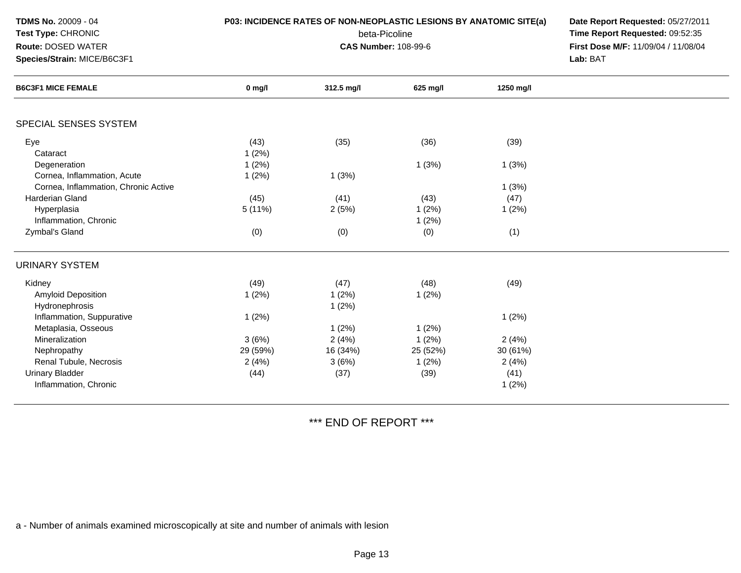**TDMS No.** 20009 - 04
**Test Type:** CHRONIC
**Route:** DOSED WATER
**Species/Strain:** MICE/B6C3F1

**P03: INCIDENCE RATES OF NON-NEOPLASTIC LESIONS BY ANATOMIC SITE(a)**
beta-Picoline
**CAS Number:** 108-99-6

**Date Report Requested:** 05/27/2011
**Time Report Requested:** 09:52:35
**First Dose M/F:** 11/09/04 / 11/08/04
**Lab:** BAT

| B6C3F1 MICE FEMALE | 0 mg/l | 312.5 mg/l | 625 mg/l | 1250 mg/l |
|---|---|---|---|---|
| SPECIAL SENSES SYSTEM | | | | |
| Eye | (43) | (35) | (36) | (39) |
| Cataract | 1 (2%) | | | |
| Degeneration | 1 (2%) | | 1 (3%) | 1 (3%) |
| Cornea, Inflammation, Acute | 1 (2%) | 1 (3%) | | |
| Cornea, Inflammation, Chronic Active | | | | 1 (3%) |
| Harderian Gland | (45) | (41) | (43) | (47) |
| Hyperplasia | 5 (11%) | 2 (5%) | 1 (2%) | 1 (2%) |
| Inflammation, Chronic | | | 1 (2%) | |
| Zymbal's Gland | (0) | (0) | (0) | (1) |
| URINARY SYSTEM | | | | |
| Kidney | (49) | (47) | (48) | (49) |
| Amyloid Deposition | 1 (2%) | 1 (2%) | 1 (2%) | |
| Hydronephrosis | | 1 (2%) | | |
| Inflammation, Suppurative | 1 (2%) | | | 1 (2%) |
| Metaplasia, Osseous | | 1 (2%) | 1 (2%) | |
| Mineralization | 3 (6%) | 2 (4%) | 1 (2%) | 2 (4%) |
| Nephropathy | 29 (59%) | 16 (34%) | 25 (52%) | 30 (61%) |
| Renal Tubule, Necrosis | 2 (4%) | 3 (6%) | 1 (2%) | 2 (4%) |
| Urinary Bladder | (44) | (37) | (39) | (41) |
| Inflammation, Chronic | | | | 1 (2%) |

*** END OF REPORT ***

a - Number of animals examined microscopically at site and number of animals with lesion